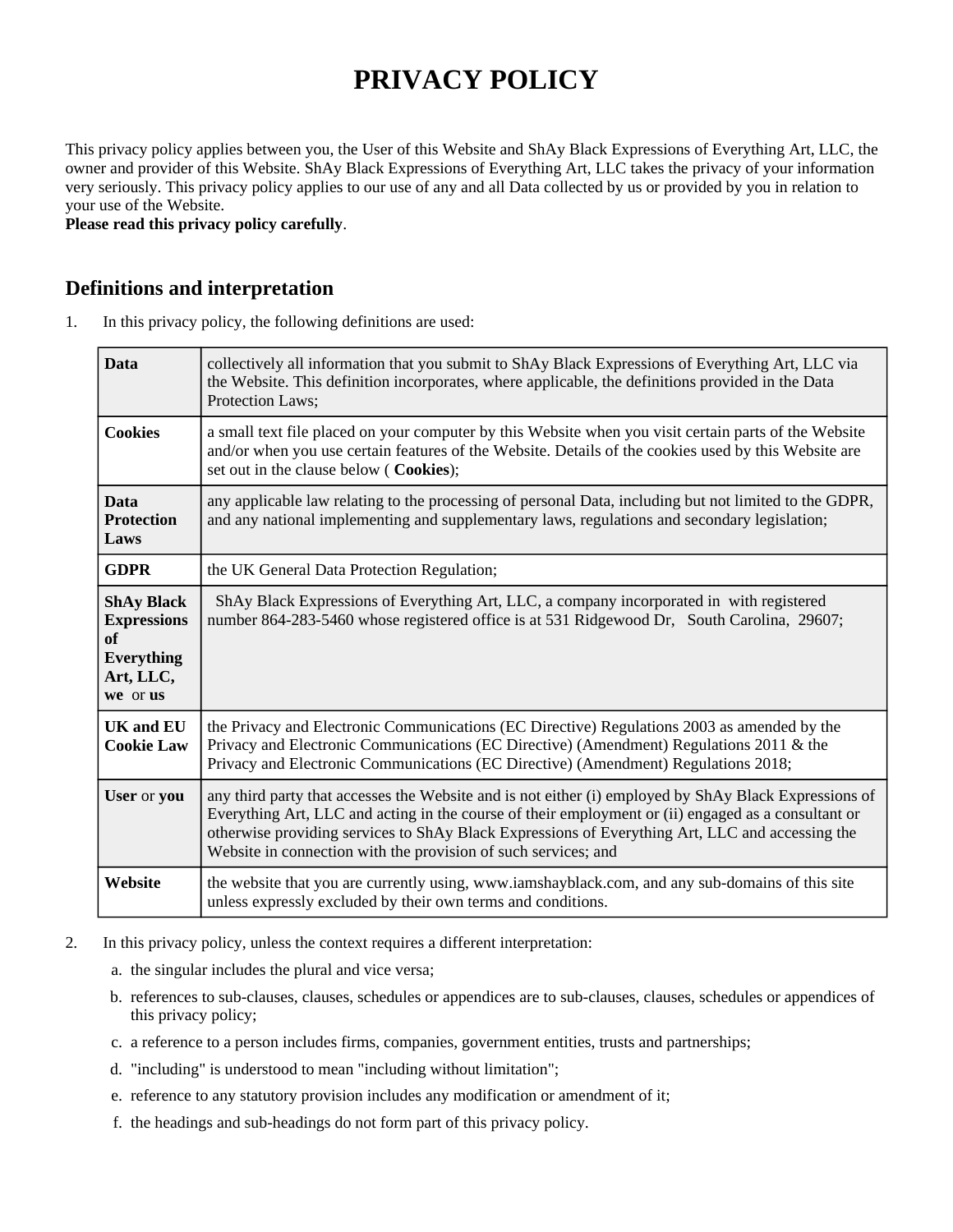# PRIVACY POLICY

This privacy policy applies between you, the User of this Website and ShAy Black Expressions of Everything Art, LLC, the owner and provider of this Website. ShAy Black Expressions of Everything Art, LLC takes the privacy of your information very seriously. This privacy policy applies to our use of any and all Data collected by us or provided by you in relation to your use of the Website.

**Please read this privacy policy carefully**.

## Definitions and interpretation

1. In this privacy policy, the following definitions are used:

| | |
|---|---|
| **Data** | collectively all information that you submit to ShAy Black Expressions of Everything Art, LLC via the Website. This definition incorporates, where applicable, the definitions provided in the Data Protection Laws; |
| **Cookies** | a small text file placed on your computer by this Website when you visit certain parts of the Website and/or when you use certain features of the Website. Details of the cookies used by this Website are set out in the clause below ( **Cookies**); |
| **Data Protection Laws** | any applicable law relating to the processing of personal Data, including but not limited to the GDPR, and any national implementing and supplementary laws, regulations and secondary legislation; |
| **GDPR** | the UK General Data Protection Regulation; |
| **ShAy Black Expressions of Everything Art, LLC, we** or **us** | ShAy Black Expressions of Everything Art, LLC, a company incorporated in with registered number 864-283-5460 whose registered office is at 531 Ridgewood Dr, South Carolina, 29607; |
| **UK and EU Cookie Law** | the Privacy and Electronic Communications (EC Directive) Regulations 2003 as amended by the Privacy and Electronic Communications (EC Directive) (Amendment) Regulations 2011 & the Privacy and Electronic Communications (EC Directive) (Amendment) Regulations 2018; |
| **User** or **you** | any third party that accesses the Website and is not either (i) employed by ShAy Black Expressions of Everything Art, LLC and acting in the course of their employment or (ii) engaged as a consultant or otherwise providing services to ShAy Black Expressions of Everything Art, LLC and accessing the Website in connection with the provision of such services; and |
| **Website** | the website that you are currently using, www.iamshayblack.com, and any sub-domains of this site unless expressly excluded by their own terms and conditions. |

2. In this privacy policy, unless the context requires a different interpretation:
   a. the singular includes the plural and vice versa;
   b. references to sub-clauses, clauses, schedules or appendices are to sub-clauses, clauses, schedules or appendices of this privacy policy;
   c. a reference to a person includes firms, companies, government entities, trusts and partnerships;
   d. "including" is understood to mean "including without limitation";
   e. reference to any statutory provision includes any modification or amendment of it;
   f. the headings and sub-headings do not form part of this privacy policy.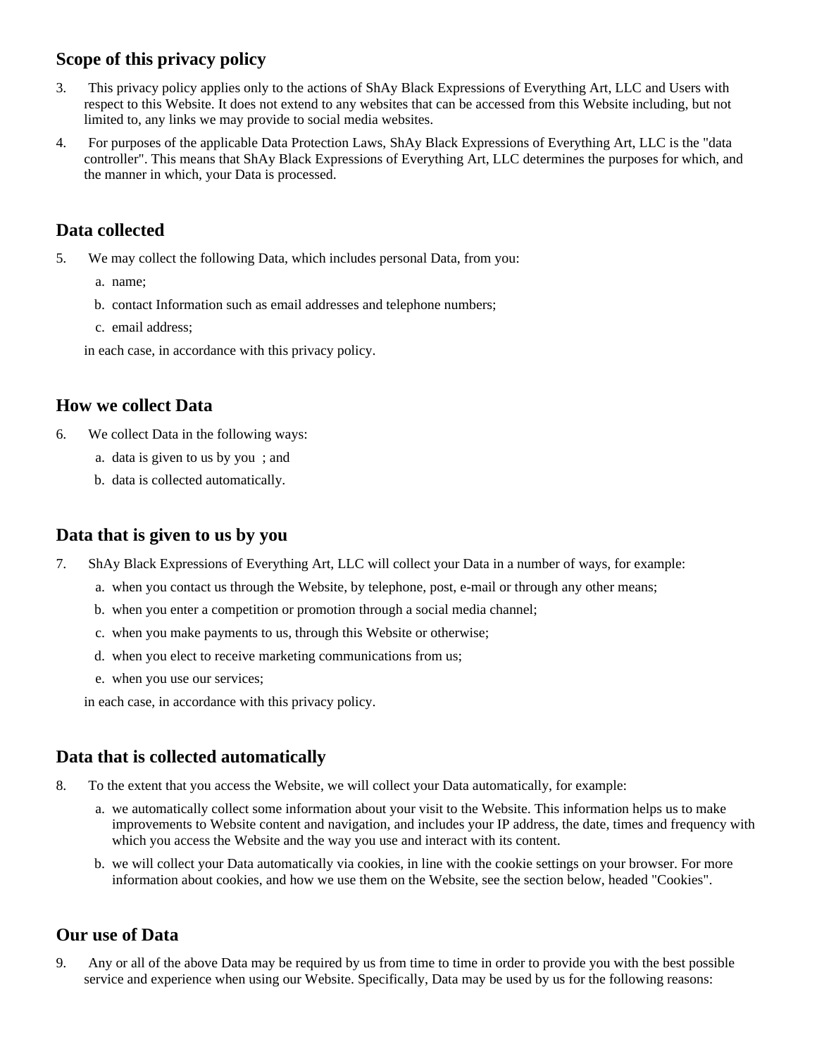## Scope of this privacy policy

3. This privacy policy applies only to the actions of ShAy Black Expressions of Everything Art, LLC and Users with respect to this Website. It does not extend to any websites that can be accessed from this Website including, but not limited to, any links we may provide to social media websites.

4. For purposes of the applicable Data Protection Laws, ShAy Black Expressions of Everything Art, LLC is the "data controller". This means that ShAy Black Expressions of Everything Art, LLC determines the purposes for which, and the manner in which, your Data is processed.

## Data collected

5. We may collect the following Data, which includes personal Data, from you:

   a. name;

   b. contact Information such as email addresses and telephone numbers;

   c. email address;

   in each case, in accordance with this privacy policy.

## How we collect Data

6. We collect Data in the following ways:

   a. data is given to us by you ; and

   b. data is collected automatically.

## Data that is given to us by you

7. ShAy Black Expressions of Everything Art, LLC will collect your Data in a number of ways, for example:

   a. when you contact us through the Website, by telephone, post, e-mail or through any other means;

   b. when you enter a competition or promotion through a social media channel;

   c. when you make payments to us, through this Website or otherwise;

   d. when you elect to receive marketing communications from us;

   e. when you use our services;

   in each case, in accordance with this privacy policy.

## Data that is collected automatically

8. To the extent that you access the Website, we will collect your Data automatically, for example:

   a. we automatically collect some information about your visit to the Website. This information helps us to make improvements to Website content and navigation, and includes your IP address, the date, times and frequency with which you access the Website and the way you use and interact with its content.

   b. we will collect your Data automatically via cookies, in line with the cookie settings on your browser. For more information about cookies, and how we use them on the Website, see the section below, headed "Cookies".

## Our use of Data

9. Any or all of the above Data may be required by us from time to time in order to provide you with the best possible service and experience when using our Website. Specifically, Data may be used by us for the following reasons: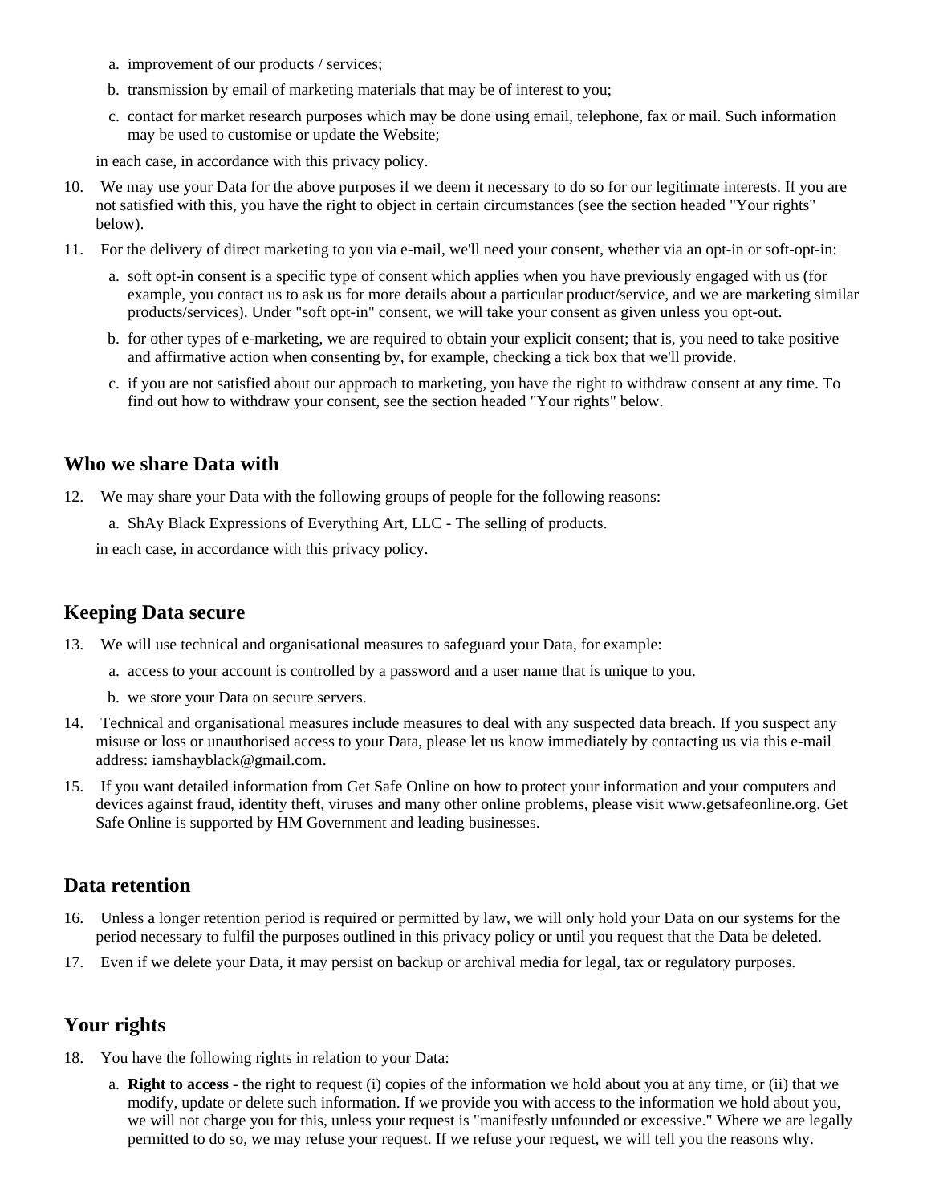a. improvement of our products / services;

b. transmission by email of marketing materials that may be of interest to you;

c. contact for market research purposes which may be done using email, telephone, fax or mail. Such information may be used to customise or update the Website;

in each case, in accordance with this privacy policy.

10. We may use your Data for the above purposes if we deem it necessary to do so for our legitimate interests. If you are not satisfied with this, you have the right to object in certain circumstances (see the section headed "Your rights" below).

11. For the delivery of direct marketing to you via e-mail, we'll need your consent, whether via an opt-in or soft-opt-in:

    a. soft opt-in consent is a specific type of consent which applies when you have previously engaged with us (for example, you contact us to ask us for more details about a particular product/service, and we are marketing similar products/services). Under "soft opt-in" consent, we will take your consent as given unless you opt-out.

    b. for other types of e-marketing, we are required to obtain your explicit consent; that is, you need to take positive and affirmative action when consenting by, for example, checking a tick box that we'll provide.

    c. if you are not satisfied about our approach to marketing, you have the right to withdraw consent at any time. To find out how to withdraw your consent, see the section headed "Your rights" below.

## Who we share Data with

12. We may share your Data with the following groups of people for the following reasons:

    a. ShAy Black Expressions of Everything Art, LLC - The selling of products.

    in each case, in accordance with this privacy policy.

## Keeping Data secure

13. We will use technical and organisational measures to safeguard your Data, for example:

    a. access to your account is controlled by a password and a user name that is unique to you.

    b. we store your Data on secure servers.

14. Technical and organisational measures include measures to deal with any suspected data breach. If you suspect any misuse or loss or unauthorised access to your Data, please let us know immediately by contacting us via this e-mail address: iamshayblack@gmail.com.

15. If you want detailed information from Get Safe Online on how to protect your information and your computers and devices against fraud, identity theft, viruses and many other online problems, please visit www.getsafeonline.org. Get Safe Online is supported by HM Government and leading businesses.

## Data retention

16. Unless a longer retention period is required or permitted by law, we will only hold your Data on our systems for the period necessary to fulfil the purposes outlined in this privacy policy or until you request that the Data be deleted.

17. Even if we delete your Data, it may persist on backup or archival media for legal, tax or regulatory purposes.

## Your rights

18. You have the following rights in relation to your Data:

    a. **Right to access** - the right to request (i) copies of the information we hold about you at any time, or (ii) that we modify, update or delete such information. If we provide you with access to the information we hold about you, we will not charge you for this, unless your request is "manifestly unfounded or excessive." Where we are legally permitted to do so, we may refuse your request. If we refuse your request, we will tell you the reasons why.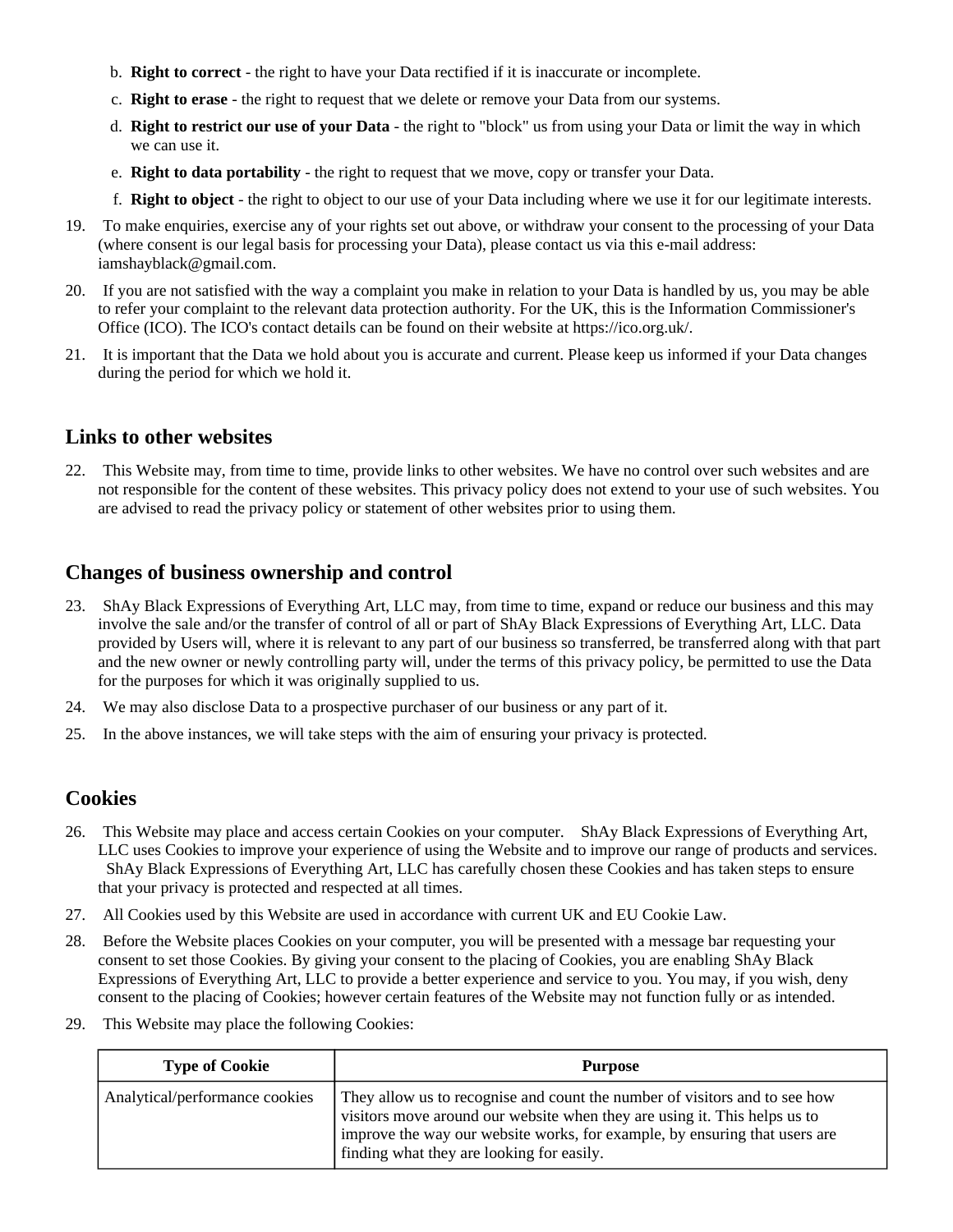b. **Right to correct** - the right to have your Data rectified if it is inaccurate or incomplete.
c. **Right to erase** - the right to request that we delete or remove your Data from our systems.
d. **Right to restrict our use of your Data** - the right to "block" us from using your Data or limit the way in which we can use it.
e. **Right to data portability** - the right to request that we move, copy or transfer your Data.
f. **Right to object** - the right to object to our use of your Data including where we use it for our legitimate interests.

19. To make enquiries, exercise any of your rights set out above, or withdraw your consent to the processing of your Data (where consent is our legal basis for processing your Data), please contact us via this e-mail address: iamshayblack@gmail.com.
20. If you are not satisfied with the way a complaint you make in relation to your Data is handled by us, you may be able to refer your complaint to the relevant data protection authority. For the UK, this is the Information Commissioner's Office (ICO). The ICO's contact details can be found on their website at https://ico.org.uk/.
21. It is important that the Data we hold about you is accurate and current. Please keep us informed if your Data changes during the period for which we hold it.

## Links to other websites

22. This Website may, from time to time, provide links to other websites. We have no control over such websites and are not responsible for the content of these websites. This privacy policy does not extend to your use of such websites. You are advised to read the privacy policy or statement of other websites prior to using them.

## Changes of business ownership and control

23. ShAy Black Expressions of Everything Art, LLC may, from time to time, expand or reduce our business and this may involve the sale and/or the transfer of control of all or part of ShAy Black Expressions of Everything Art, LLC. Data provided by Users will, where it is relevant to any part of our business so transferred, be transferred along with that part and the new owner or newly controlling party will, under the terms of this privacy policy, be permitted to use the Data for the purposes for which it was originally supplied to us.
24. We may also disclose Data to a prospective purchaser of our business or any part of it.
25. In the above instances, we will take steps with the aim of ensuring your privacy is protected.

## Cookies

26. This Website may place and access certain Cookies on your computer. ShAy Black Expressions of Everything Art, LLC uses Cookies to improve your experience of using the Website and to improve our range of products and services. ShAy Black Expressions of Everything Art, LLC has carefully chosen these Cookies and has taken steps to ensure that your privacy is protected and respected at all times.
27. All Cookies used by this Website are used in accordance with current UK and EU Cookie Law.
28. Before the Website places Cookies on your computer, you will be presented with a message bar requesting your consent to set those Cookies. By giving your consent to the placing of Cookies, you are enabling ShAy Black Expressions of Everything Art, LLC to provide a better experience and service to you. You may, if you wish, deny consent to the placing of Cookies; however certain features of the Website may not function fully or as intended.
29. This Website may place the following Cookies:

| Type of Cookie | Purpose |
| --- | --- |
| Analytical/performance cookies | They allow us to recognise and count the number of visitors and to see how visitors move around our website when they are using it. This helps us to improve the way our website works, for example, by ensuring that users are finding what they are looking for easily. |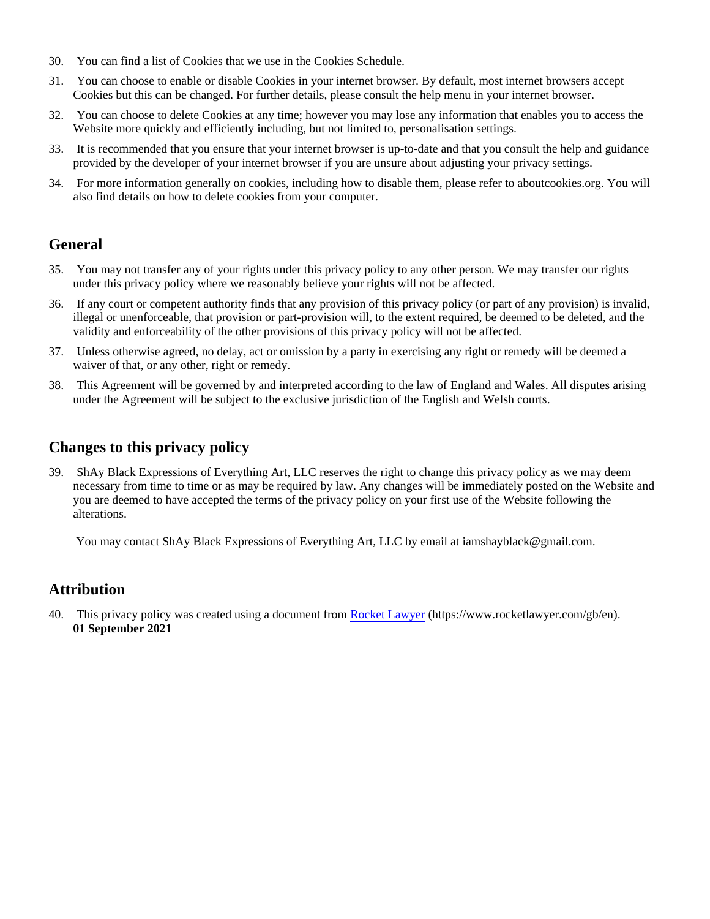30. You can find a list of Cookies that we use in the Cookies Schedule.

31. You can choose to enable or disable Cookies in your internet browser. By default, most internet browsers accept Cookies but this can be changed. For further details, please consult the help menu in your internet browser.

32. You can choose to delete Cookies at any time; however you may lose any information that enables you to access the Website more quickly and efficiently including, but not limited to, personalisation settings.

33. It is recommended that you ensure that your internet browser is up-to-date and that you consult the help and guidance provided by the developer of your internet browser if you are unsure about adjusting your privacy settings.

34. For more information generally on cookies, including how to disable them, please refer to aboutcookies.org. You will also find details on how to delete cookies from your computer.

## General

35. You may not transfer any of your rights under this privacy policy to any other person. We may transfer our rights under this privacy policy where we reasonably believe your rights will not be affected.

36. If any court or competent authority finds that any provision of this privacy policy (or part of any provision) is invalid, illegal or unenforceable, that provision or part-provision will, to the extent required, be deemed to be deleted, and the validity and enforceability of the other provisions of this privacy policy will not be affected.

37. Unless otherwise agreed, no delay, act or omission by a party in exercising any right or remedy will be deemed a waiver of that, or any other, right or remedy.

38. This Agreement will be governed by and interpreted according to the law of England and Wales. All disputes arising under the Agreement will be subject to the exclusive jurisdiction of the English and Welsh courts.

## Changes to this privacy policy

39. ShAy Black Expressions of Everything Art, LLC reserves the right to change this privacy policy as we may deem necessary from time to time or as may be required by law. Any changes will be immediately posted on the Website and you are deemed to have accepted the terms of the privacy policy on your first use of the Website following the alterations.

    You may contact ShAy Black Expressions of Everything Art, LLC by email at iamshayblack@gmail.com.

## Attribution

40. This privacy policy was created using a document from [Rocket Lawyer](https://www.rocketlawyer.com/gb/en) (https://www.rocketlawyer.com/gb/en).
    **01 September 2021**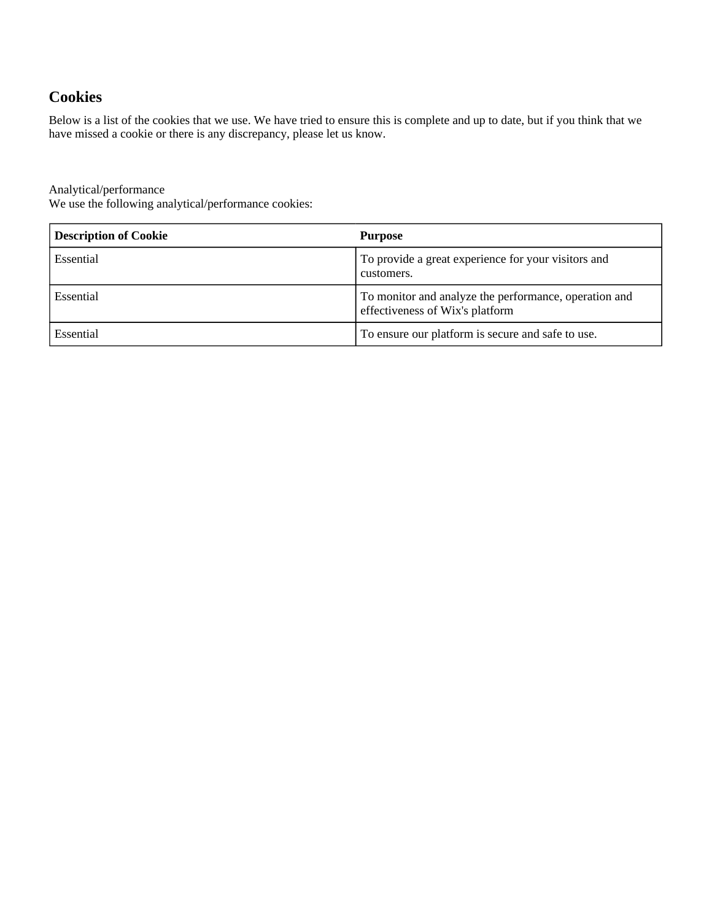## Cookies

Below is a list of the cookies that we use. We have tried to ensure this is complete and up to date, but if you think that we have missed a cookie or there is any discrepancy, please let us know.

Analytical/performance
We use the following analytical/performance cookies:

| **Description of Cookie** | **Purpose** |
|---|---|
| Essential | To provide a great experience for your visitors and customers. |
| Essential | To monitor and analyze the performance, operation and effectiveness of Wix's platform |
| Essential | To ensure our platform is secure and safe to use. |